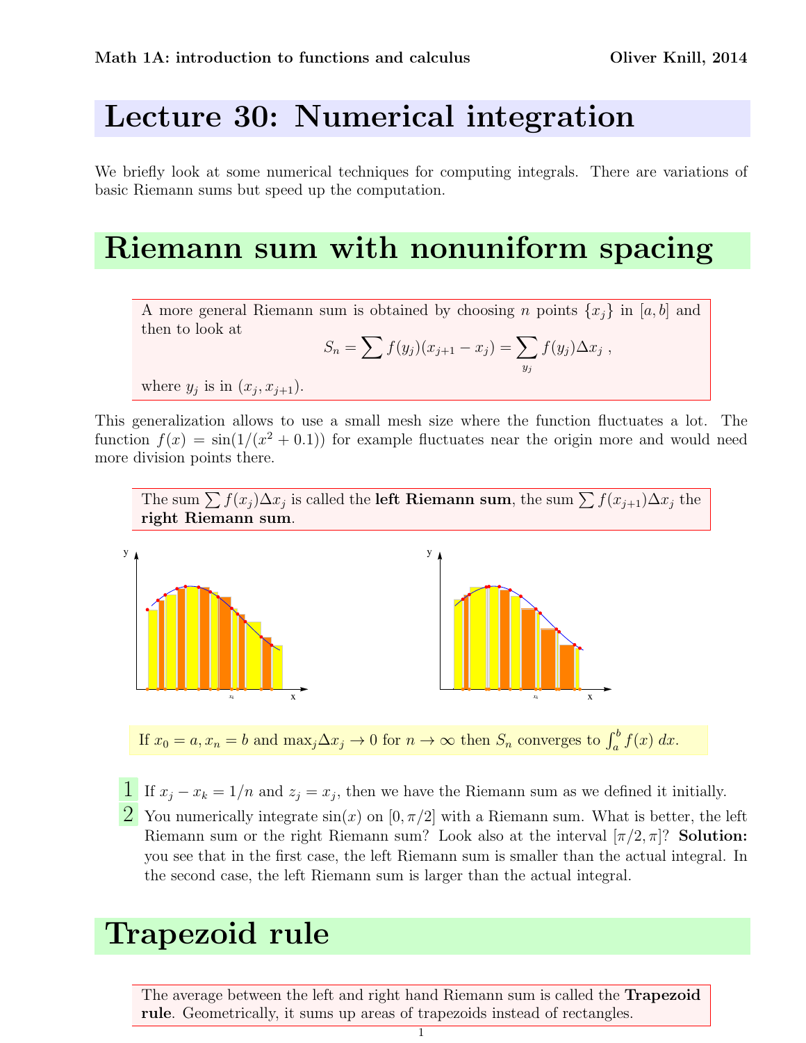# Lecture 30: Numerical integration

We briefly look at some numerical techniques for computing integrals. There are variations of basic Riemann sums but speed up the computation.

## Riemann sum with nonuniform spacing

A more general Riemann sum is obtained by choosing $n$ points $\{x_j\}$ in $[a,b]$ and then to look at

$$S_n = \sum f(y_j)(x_{j+1} - x_j) = \sum_{y_j} f(y_j)\Delta x_j \ ,$$

where $y_j$ is in $(x_j, x_{j+1})$.

This generalization allows to use a small mesh size where the function fluctuates a lot. The function $f(x) = \sin(1/(x^2 + 0.1))$ for example fluctuates near the origin more and would need more division points there.

The sum $\sum f(x_j)\Delta x_j$ is called the **left Riemann sum**, the sum $\sum f(x_{j+1})\Delta x_j$ the **right Riemann sum**.

If $x_0 = a, x_n = b$ and $\max_j \Delta x_j \to 0$ for $n \to \infty$ then $S_n$ converges to $\int_a^b f(x)\, dx$.

1. If $x_j - x_k = 1/n$ and $z_j = x_j$, then we have the Riemann sum as we defined it initially.
2. You numerically integrate $\sin(x)$ on $[0, \pi/2]$ with a Riemann sum. What is better, the left Riemann sum or the right Riemann sum? Look also at the interval $[\pi/2, \pi]$? **Solution:** you see that in the first case, the left Riemann sum is smaller than the actual integral. In the second case, the left Riemann sum is larger than the actual integral.

## Trapezoid rule

The average between the left and right hand Riemann sum is called the **Trapezoid rule**. Geometrically, it sums up areas of trapezoids instead of rectangles.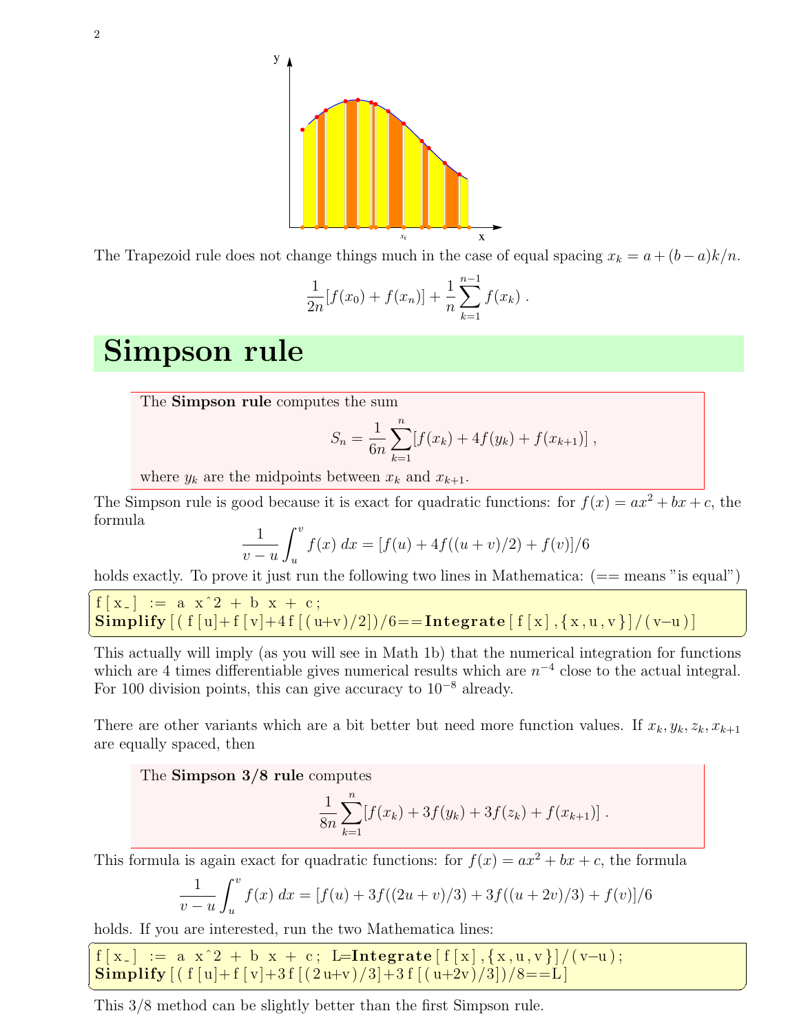The Trapezoid rule does not change things much in the case of equal spacing $x_k = a + (b-a)k/n$.

$$\frac{1}{2n}[f(x_0) + f(x_n)] + \frac{1}{n}\sum_{k=1}^{n-1} f(x_k) .$$

# Simpson rule

> The **Simpson rule** computes the sum
>
> $$S_n = \frac{1}{6n}\sum_{k=1}^{n}[f(x_k) + 4f(y_k) + f(x_{k+1})] ,$$
>
> where $y_k$ are the midpoints between $x_k$ and $x_{k+1}$.

The Simpson rule is good because it is exact for quadratic functions: for $f(x) = ax^2 + bx + c$, the formula

$$\frac{1}{v-u}\int_u^v f(x)\, dx = [f(u) + 4f((u+v)/2) + f(v)]/6$$

holds exactly. To prove it just run the following two lines in Mathematica: (== means "is equal")

```
f[x_] := a x^2 + b x + c;
Simplify[(f[u]+f[v]+4f[(u+v)/2])/6==Integrate[f[x],{x,u,v}]/(v-u)]
```

This actually will imply (as you will see in Math 1b) that the numerical integration for functions which are 4 times differentiable gives numerical results which are $n^{-4}$ close to the actual integral. For 100 division points, this can give accuracy to $10^{-8}$ already.

There are other variants which are a bit better but need more function values. If $x_k, y_k, z_k, x_{k+1}$ are equally spaced, then

> The **Simpson 3/8 rule** computes
>
> $$\frac{1}{8n}\sum_{k=1}^{n}[f(x_k) + 3f(y_k) + 3f(z_k) + f(x_{k+1})] .$$

This formula is again exact for quadratic functions: for $f(x) = ax^2 + bx + c$, the formula

$$\frac{1}{v-u}\int_u^v f(x)\, dx = [f(u) + 3f((2u+v)/3) + 3f((u+2v)/3) + f(v)]/6$$

holds. If you are interested, run the two Mathematica lines:

```
f[x_] := a x^2 + b x + c; L=Integrate[f[x],{x,u,v}]/(v-u);
Simplify[(f[u]+f[v]+3f[(2u+v)/3]+3f[(u+2v)/3])/8==L]
```

This 3/8 method can be slightly better than the first Simpson rule.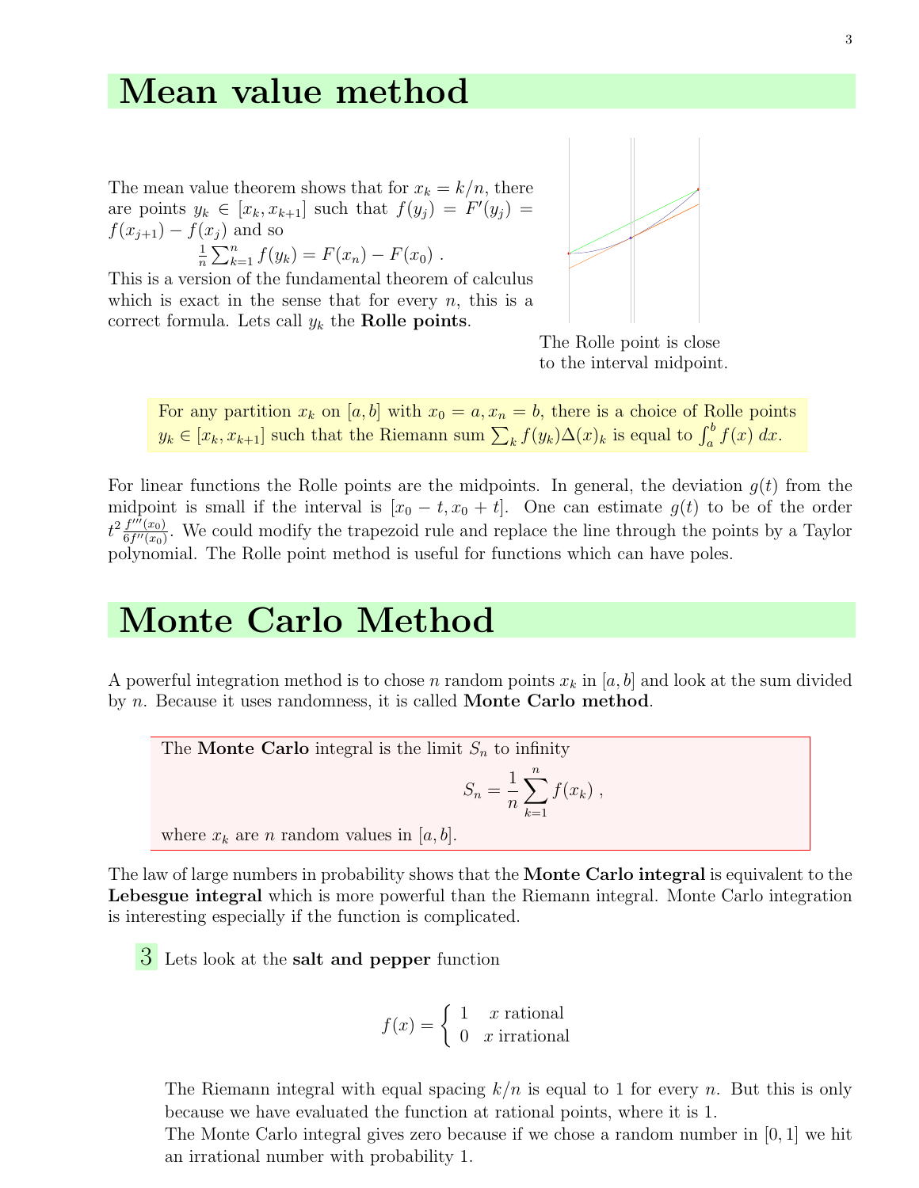# Mean value method

The mean value theorem shows that for $x_k = k/n$, there are points $y_k \in [x_k, x_{k+1}]$ such that $f(y_j) = F'(y_j) = f(x_{j+1}) - f(x_j)$ and so

$$\frac{1}{n}\sum_{k=1}^{n} f(y_k) = F(x_n) - F(x_0) \ .$$

This is a version of the fundamental theorem of calculus which is exact in the sense that for every $n$, this is a correct formula. Lets call $y_k$ the **Rolle points**.

The Rolle point is close to the interval midpoint.

For any partition $x_k$ on $[a,b]$ with $x_0 = a, x_n = b$, there is a choice of Rolle points $y_k \in [x_k, x_{k+1}]$ such that the Riemann sum $\sum_k f(y_k)\Delta(x)_k$ is equal to $\int_a^b f(x)\, dx$.

For linear functions the Rolle points are the midpoints. In general, the deviation $g(t)$ from the midpoint is small if the interval is $[x_0 - t, x_0 + t]$. One can estimate $g(t)$ to be of the order $t^2 \frac{f'''(x_0)}{6f''(x_0)}$. We could modify the trapezoid rule and replace the line through the points by a Taylor polynomial. The Rolle point method is useful for functions which can have poles.

# Monte Carlo Method

A powerful integration method is to chose $n$ random points $x_k$ in $[a,b]$ and look at the sum divided by $n$. Because it uses randomness, it is called **Monte Carlo method**.

The **Monte Carlo** integral is the limit $S_n$ to infinity

$$S_n = \frac{1}{n}\sum_{k=1}^{n} f(x_k) \ ,$$

where $x_k$ are $n$ random values in $[a,b]$.

The law of large numbers in probability shows that the **Monte Carlo integral** is equivalent to the **Lebesgue integral** which is more powerful than the Riemann integral. Monte Carlo integration is interesting especially if the function is complicated.

**3** Lets look at the **salt and pepper** function

$$f(x) = \begin{cases} 1 & x \text{ rational} \\ 0 & x \text{ irrational} \end{cases}$$

The Riemann integral with equal spacing $k/n$ is equal to 1 for every $n$. But this is only because we have evaluated the function at rational points, where it is 1.
The Monte Carlo integral gives zero because if we chose a random number in $[0,1]$ we hit an irrational number with probability 1.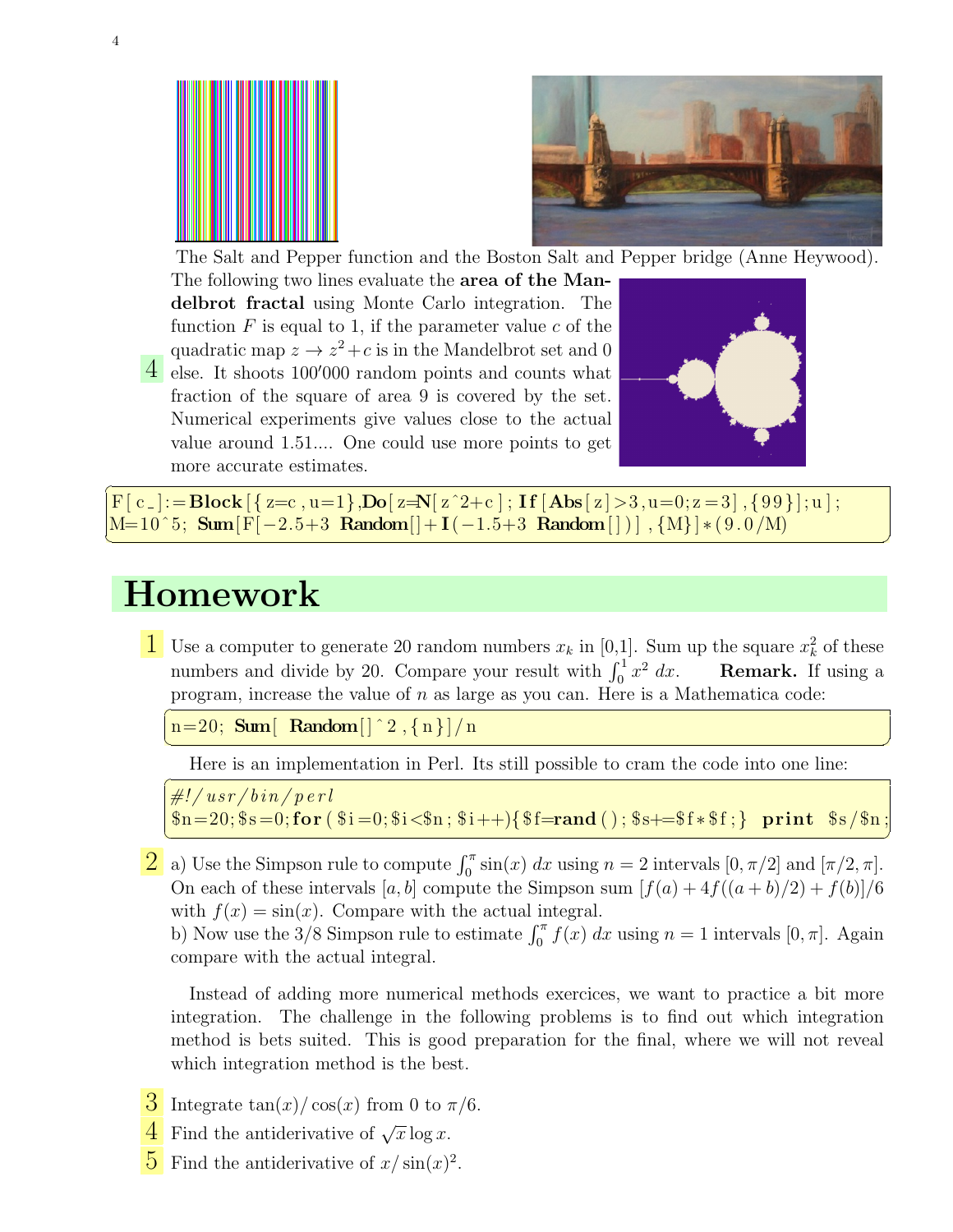The Salt and Pepper function and the Boston Salt and Pepper bridge (Anne Heywood).

4 The following two lines evaluate the **area of the Mandelbrot fractal** using Monte Carlo integration. The function $F$ is equal to 1, if the parameter value $c$ of the quadratic map $z \to z^2 + c$ is in the Mandelbrot set and 0 else. It shoots $100'000$ random points and counts what fraction of the square of area 9 is covered by the set. Numerical experiments give values close to the actual value around 1.51.... One could use more points to get more accurate estimates.

```
F[c_]:=Block[{z=c,u=1},Do[z=N[z^2+c];If[Abs[z]>3,u=0;z=3],{99}];u];
M=10^5; Sum[F[-2.5+3 Random[]+I(-1.5+3 Random[])],{M}]*(9.0/M)
```

# Homework

1 Use a computer to generate 20 random numbers $x_k$ in [0,1]. Sum up the square $x_k^2$ of these numbers and divide by 20. Compare your result with $\int_0^1 x^2 \, dx$. **Remark.** If using a program, increase the value of $n$ as large as you can. Here is a Mathematica code:

```
n=20; Sum[ Random[]^2,{n}]/n
```

Here is an implementation in Perl. Its still possible to cram the code into one line:

```
#!/usr/bin/perl
$n=20;$s=0;for($i=0;$i<$n;$i++){$f=rand();$s+=$f*$f;} print $s/$n;
```

2 a) Use the Simpson rule to compute $\int_0^\pi \sin(x) \, dx$ using $n = 2$ intervals $[0, \pi/2]$ and $[\pi/2, \pi]$. On each of these intervals $[a, b]$ compute the Simpson sum $[f(a) + 4f((a + b)/2) + f(b)]/6$ with $f(x) = \sin(x)$. Compare with the actual integral.
b) Now use the 3/8 Simpson rule to estimate $\int_0^\pi f(x) \, dx$ using $n = 1$ intervals $[0, \pi]$. Again compare with the actual integral.

Instead of adding more numerical methods exercices, we want to practice a bit more integration. The challenge in the following problems is to find out which integration method is bets suited. This is good preparation for the final, where we will not reveal which integration method is the best.

3 Integrate $\tan(x)/\cos(x)$ from 0 to $\pi/6$.

4 Find the antiderivative of $\sqrt{x} \log x$.

5 Find the antiderivative of $x/\sin(x)^2$.